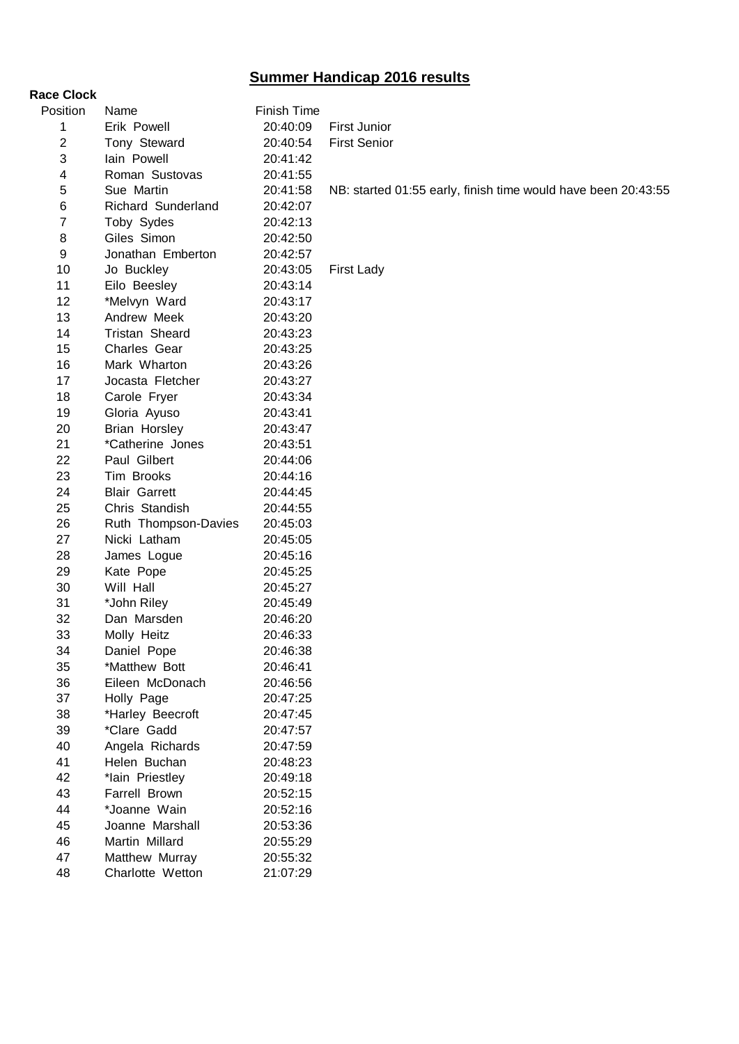# Summer Handicap 2016 results

**Race Clock**

| Position | Name | Finish Time | |
|---|---|---|---|
| 1 | Erik Powell | 20:40:09 | First Junior |
| 2 | Tony Steward | 20:40:54 | First Senior |
| 3 | Iain Powell | 20:41:42 | |
| 4 | Roman Sustovas | 20:41:55 | |
| 5 | Sue Martin | 20:41:58 | NB: started 01:55 early, finish time would have been 20:43:55 |
| 6 | Richard Sunderland | 20:42:07 | |
| 7 | Toby Sydes | 20:42:13 | |
| 8 | Giles Simon | 20:42:50 | |
| 9 | Jonathan Emberton | 20:42:57 | |
| 10 | Jo Buckley | 20:43:05 | First Lady |
| 11 | Eilo Beesley | 20:43:14 | |
| 12 | *Melvyn Ward | 20:43:17 | |
| 13 | Andrew Meek | 20:43:20 | |
| 14 | Tristan Sheard | 20:43:23 | |
| 15 | Charles Gear | 20:43:25 | |
| 16 | Mark Wharton | 20:43:26 | |
| 17 | Jocasta Fletcher | 20:43:27 | |
| 18 | Carole Fryer | 20:43:34 | |
| 19 | Gloria Ayuso | 20:43:41 | |
| 20 | Brian Horsley | 20:43:47 | |
| 21 | *Catherine Jones | 20:43:51 | |
| 22 | Paul Gilbert | 20:44:06 | |
| 23 | Tim Brooks | 20:44:16 | |
| 24 | Blair Garrett | 20:44:45 | |
| 25 | Chris Standish | 20:44:55 | |
| 26 | Ruth Thompson-Davies | 20:45:03 | |
| 27 | Nicki Latham | 20:45:05 | |
| 28 | James Logue | 20:45:16 | |
| 29 | Kate Pope | 20:45:25 | |
| 30 | Will Hall | 20:45:27 | |
| 31 | *John Riley | 20:45:49 | |
| 32 | Dan Marsden | 20:46:20 | |
| 33 | Molly Heitz | 20:46:33 | |
| 34 | Daniel Pope | 20:46:38 | |
| 35 | *Matthew Bott | 20:46:41 | |
| 36 | Eileen McDonach | 20:46:56 | |
| 37 | Holly Page | 20:47:25 | |
| 38 | *Harley Beecroft | 20:47:45 | |
| 39 | *Clare Gadd | 20:47:57 | |
| 40 | Angela Richards | 20:47:59 | |
| 41 | Helen Buchan | 20:48:23 | |
| 42 | *Iain Priestley | 20:49:18 | |
| 43 | Farrell Brown | 20:52:15 | |
| 44 | *Joanne Wain | 20:52:16 | |
| 45 | Joanne Marshall | 20:53:36 | |
| 46 | Martin Millard | 20:55:29 | |
| 47 | Matthew Murray | 20:55:32 | |
| 48 | Charlotte Wetton | 21:07:29 | |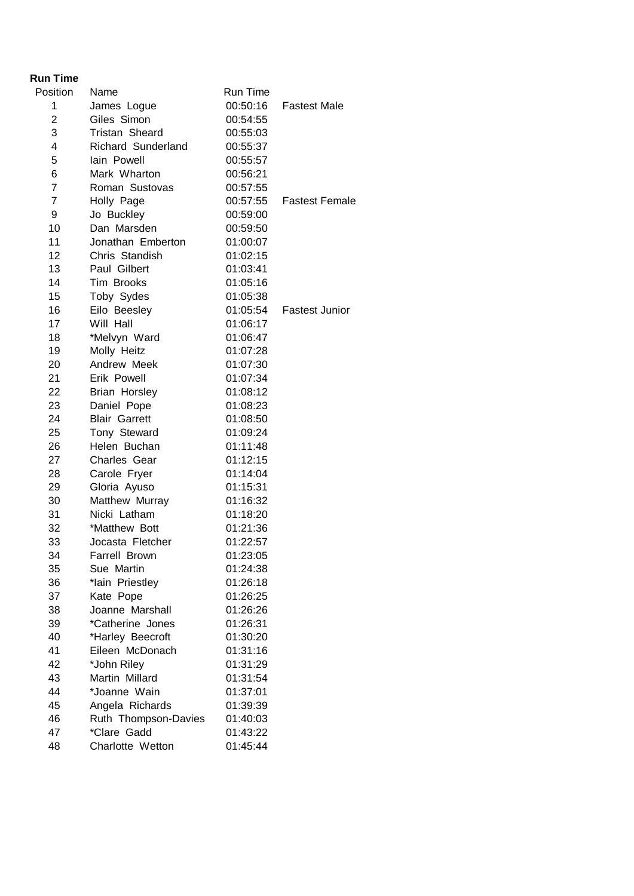**Run Time**

| Position | Name | Run Time | |
|---|---|---|---|
| 1 | James Logue | 00:50:16 | Fastest Male |
| 2 | Giles Simon | 00:54:55 | |
| 3 | Tristan Sheard | 00:55:03 | |
| 4 | Richard Sunderland | 00:55:37 | |
| 5 | Iain Powell | 00:55:57 | |
| 6 | Mark Wharton | 00:56:21 | |
| 7 | Roman Sustovas | 00:57:55 | |
| 7 | Holly Page | 00:57:55 | Fastest Female |
| 9 | Jo Buckley | 00:59:00 | |
| 10 | Dan Marsden | 00:59:50 | |
| 11 | Jonathan Emberton | 01:00:07 | |
| 12 | Chris Standish | 01:02:15 | |
| 13 | Paul Gilbert | 01:03:41 | |
| 14 | Tim Brooks | 01:05:16 | |
| 15 | Toby Sydes | 01:05:38 | |
| 16 | Eilo Beesley | 01:05:54 | Fastest Junior |
| 17 | Will Hall | 01:06:17 | |
| 18 | *Melvyn Ward | 01:06:47 | |
| 19 | Molly Heitz | 01:07:28 | |
| 20 | Andrew Meek | 01:07:30 | |
| 21 | Erik Powell | 01:07:34 | |
| 22 | Brian Horsley | 01:08:12 | |
| 23 | Daniel Pope | 01:08:23 | |
| 24 | Blair Garrett | 01:08:50 | |
| 25 | Tony Steward | 01:09:24 | |
| 26 | Helen Buchan | 01:11:48 | |
| 27 | Charles Gear | 01:12:15 | |
| 28 | Carole Fryer | 01:14:04 | |
| 29 | Gloria Ayuso | 01:15:31 | |
| 30 | Matthew Murray | 01:16:32 | |
| 31 | Nicki Latham | 01:18:20 | |
| 32 | *Matthew Bott | 01:21:36 | |
| 33 | Jocasta Fletcher | 01:22:57 | |
| 34 | Farrell Brown | 01:23:05 | |
| 35 | Sue Martin | 01:24:38 | |
| 36 | *Iain Priestley | 01:26:18 | |
| 37 | Kate Pope | 01:26:25 | |
| 38 | Joanne Marshall | 01:26:26 | |
| 39 | *Catherine Jones | 01:26:31 | |
| 40 | *Harley Beecroft | 01:30:20 | |
| 41 | Eileen McDonach | 01:31:16 | |
| 42 | *John Riley | 01:31:29 | |
| 43 | Martin Millard | 01:31:54 | |
| 44 | *Joanne Wain | 01:37:01 | |
| 45 | Angela Richards | 01:39:39 | |
| 46 | Ruth Thompson-Davies | 01:40:03 | |
| 47 | *Clare Gadd | 01:43:22 | |
| 48 | Charlotte Wetton | 01:45:44 | |